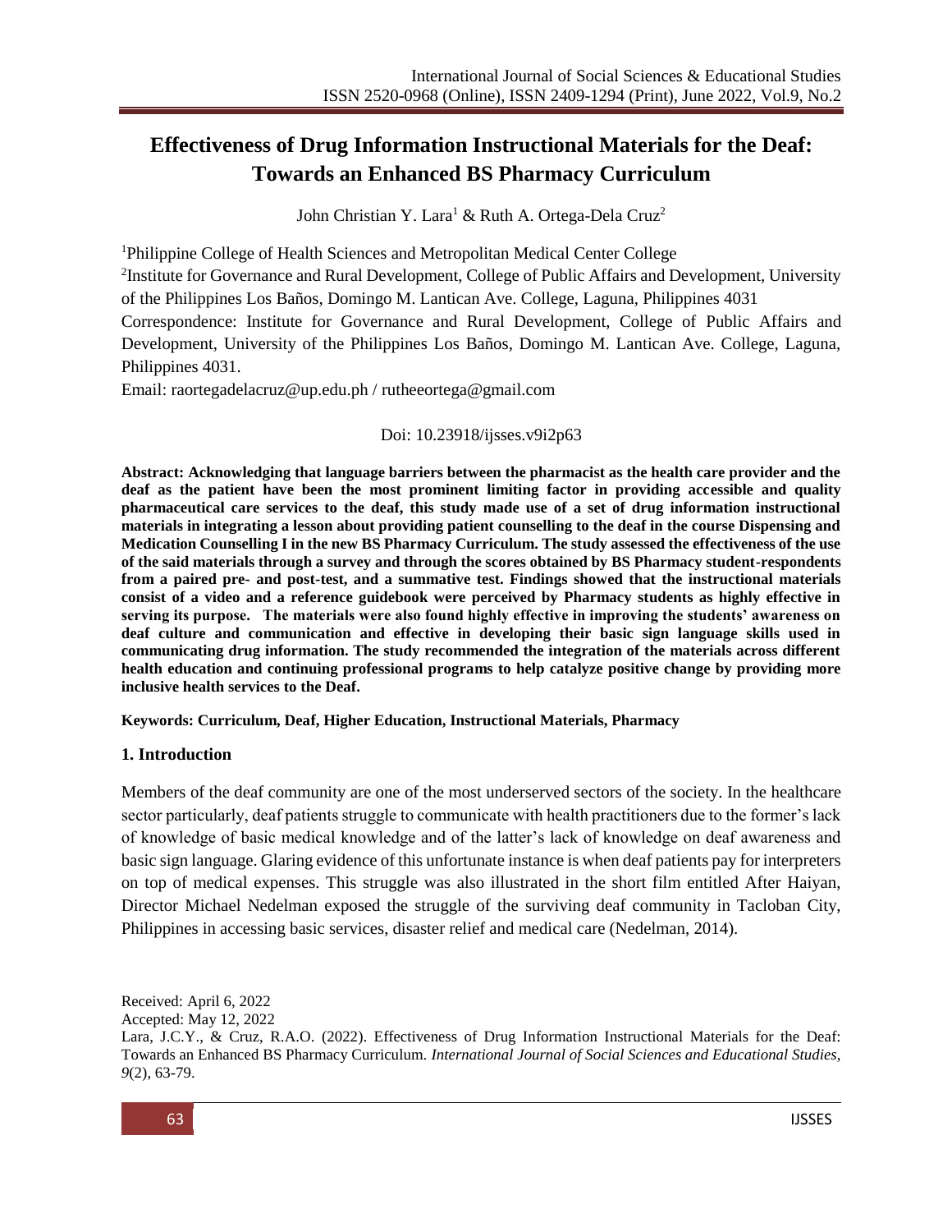# Effectiveness of Drug Information Instructional Materials for the Deaf: Towards an Enhanced BS Pharmacy Curriculum

John Christian Y. Lara[1] & Ruth A. Ortega-Dela Cruz[2]

[1]Philippine College of Health Sciences and Metropolitan Medical Center College

[2]Institute for Governance and Rural Development, College of Public Affairs and Development, University of the Philippines Los Baños, Domingo M. Lantican Ave. College, Laguna, Philippines 4031

Correspondence: Institute for Governance and Rural Development, College of Public Affairs and Development, University of the Philippines Los Baños, Domingo M. Lantican Ave. College, Laguna, Philippines 4031.

Email: raortegadelacruz@up.edu.ph / rutheeortega@gmail.com

Doi: 10.23918/ijsses.v9i2p63

**Abstract: Acknowledging that language barriers between the pharmacist as the health care provider and the deaf as the patient have been the most prominent limiting factor in providing accessible and quality pharmaceutical care services to the deaf, this study made use of a set of drug information instructional materials in integrating a lesson about providing patient counselling to the deaf in the course Dispensing and Medication Counselling I in the new BS Pharmacy Curriculum. The study assessed the effectiveness of the use of the said materials through a survey and through the scores obtained by BS Pharmacy student-respondents from a paired pre- and post-test, and a summative test. Findings showed that the instructional materials consist of a video and a reference guidebook were perceived by Pharmacy students as highly effective in serving its purpose. The materials were also found highly effective in improving the students' awareness on deaf culture and communication and effective in developing their basic sign language skills used in communicating drug information. The study recommended the integration of the materials across different health education and continuing professional programs to help catalyze positive change by providing more inclusive health services to the Deaf.**

**Keywords: Curriculum, Deaf, Higher Education, Instructional Materials, Pharmacy**

## 1. Introduction

Members of the deaf community are one of the most underserved sectors of the society. In the healthcare sector particularly, deaf patients struggle to communicate with health practitioners due to the former's lack of knowledge of basic medical knowledge and of the latter's lack of knowledge on deaf awareness and basic sign language. Glaring evidence of this unfortunate instance is when deaf patients pay for interpreters on top of medical expenses. This struggle was also illustrated in the short film entitled After Haiyan, Director Michael Nedelman exposed the struggle of the surviving deaf community in Tacloban City, Philippines in accessing basic services, disaster relief and medical care (Nedelman, 2014).

Received: April 6, 2022

Accepted: May 12, 2022

Lara, J.C.Y., & Cruz, R.A.O. (2022). Effectiveness of Drug Information Instructional Materials for the Deaf: Towards an Enhanced BS Pharmacy Curriculum. *International Journal of Social Sciences and Educational Studies*, *9*(2), 63-79.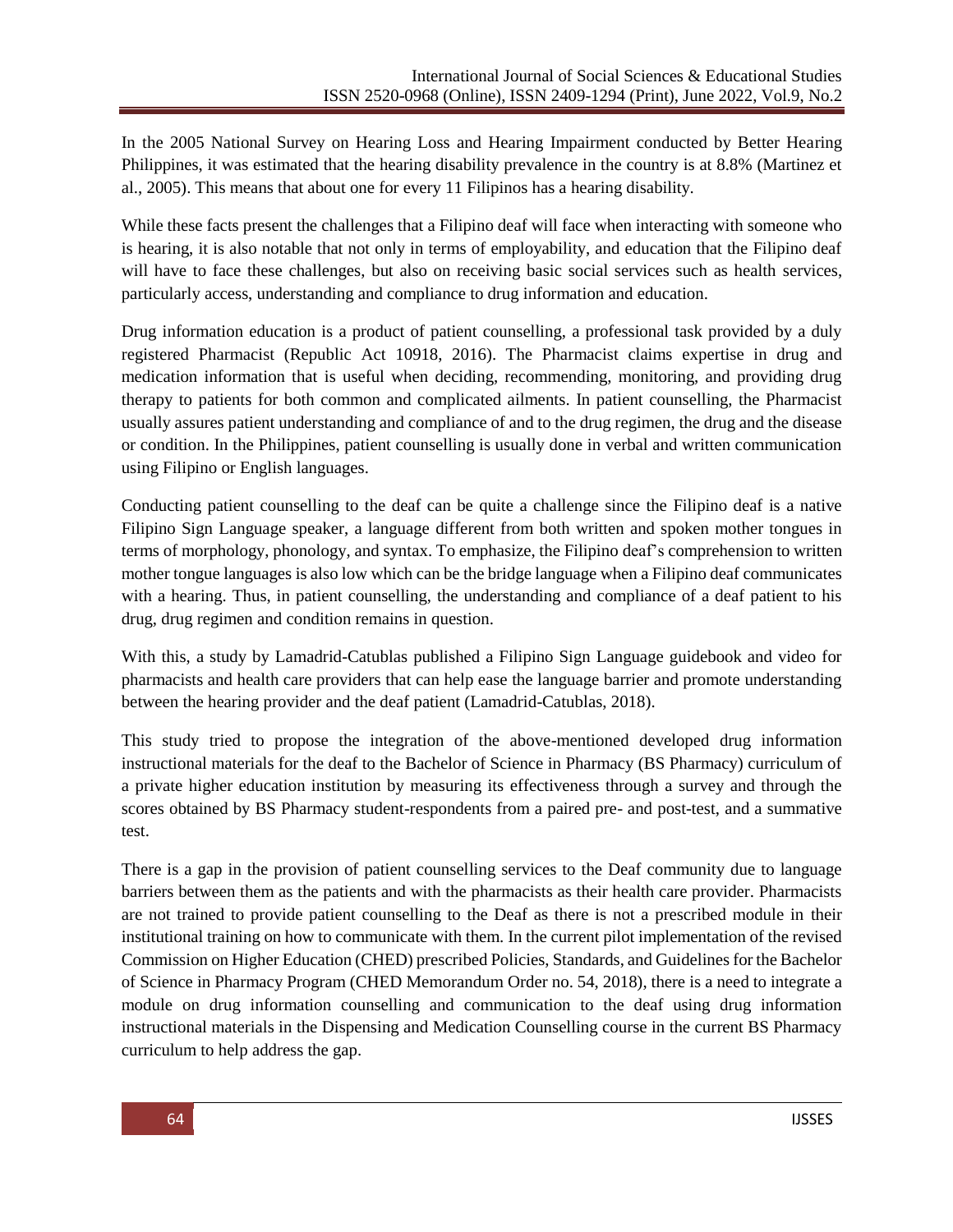In the 2005 National Survey on Hearing Loss and Hearing Impairment conducted by Better Hearing Philippines, it was estimated that the hearing disability prevalence in the country is at 8.8% (Martinez et al., 2005). This means that about one for every 11 Filipinos has a hearing disability.

While these facts present the challenges that a Filipino deaf will face when interacting with someone who is hearing, it is also notable that not only in terms of employability, and education that the Filipino deaf will have to face these challenges, but also on receiving basic social services such as health services, particularly access, understanding and compliance to drug information and education.

Drug information education is a product of patient counselling, a professional task provided by a duly registered Pharmacist (Republic Act 10918, 2016). The Pharmacist claims expertise in drug and medication information that is useful when deciding, recommending, monitoring, and providing drug therapy to patients for both common and complicated ailments. In patient counselling, the Pharmacist usually assures patient understanding and compliance of and to the drug regimen, the drug and the disease or condition. In the Philippines, patient counselling is usually done in verbal and written communication using Filipino or English languages.

Conducting patient counselling to the deaf can be quite a challenge since the Filipino deaf is a native Filipino Sign Language speaker, a language different from both written and spoken mother tongues in terms of morphology, phonology, and syntax. To emphasize, the Filipino deaf's comprehension to written mother tongue languages is also low which can be the bridge language when a Filipino deaf communicates with a hearing. Thus, in patient counselling, the understanding and compliance of a deaf patient to his drug, drug regimen and condition remains in question.

With this, a study by Lamadrid-Catublas published a Filipino Sign Language guidebook and video for pharmacists and health care providers that can help ease the language barrier and promote understanding between the hearing provider and the deaf patient (Lamadrid-Catublas, 2018).

This study tried to propose the integration of the above-mentioned developed drug information instructional materials for the deaf to the Bachelor of Science in Pharmacy (BS Pharmacy) curriculum of a private higher education institution by measuring its effectiveness through a survey and through the scores obtained by BS Pharmacy student-respondents from a paired pre- and post-test, and a summative test.

There is a gap in the provision of patient counselling services to the Deaf community due to language barriers between them as the patients and with the pharmacists as their health care provider. Pharmacists are not trained to provide patient counselling to the Deaf as there is not a prescribed module in their institutional training on how to communicate with them. In the current pilot implementation of the revised Commission on Higher Education (CHED) prescribed Policies, Standards, and Guidelines for the Bachelor of Science in Pharmacy Program (CHED Memorandum Order no. 54, 2018), there is a need to integrate a module on drug information counselling and communication to the deaf using drug information instructional materials in the Dispensing and Medication Counselling course in the current BS Pharmacy curriculum to help address the gap.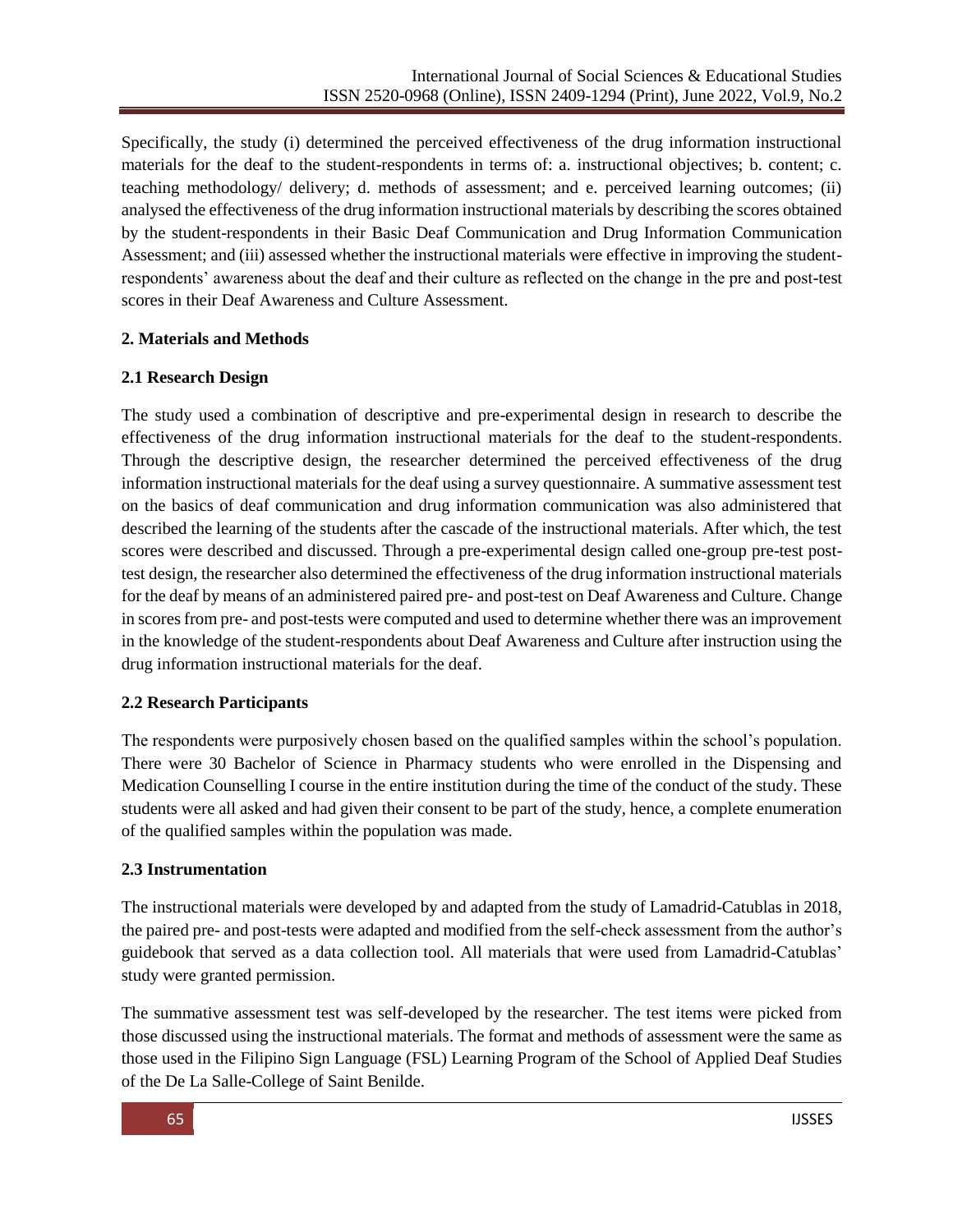Specifically, the study (i) determined the perceived effectiveness of the drug information instructional materials for the deaf to the student-respondents in terms of: a. instructional objectives; b. content; c. teaching methodology/ delivery; d. methods of assessment; and e. perceived learning outcomes; (ii) analysed the effectiveness of the drug information instructional materials by describing the scores obtained by the student-respondents in their Basic Deaf Communication and Drug Information Communication Assessment; and (iii) assessed whether the instructional materials were effective in improving the student-respondents' awareness about the deaf and their culture as reflected on the change in the pre and post-test scores in their Deaf Awareness and Culture Assessment.

## 2. Materials and Methods

### 2.1 Research Design

The study used a combination of descriptive and pre-experimental design in research to describe the effectiveness of the drug information instructional materials for the deaf to the student-respondents. Through the descriptive design, the researcher determined the perceived effectiveness of the drug information instructional materials for the deaf using a survey questionnaire. A summative assessment test on the basics of deaf communication and drug information communication was also administered that described the learning of the students after the cascade of the instructional materials. After which, the test scores were described and discussed. Through a pre-experimental design called one-group pre-test post-test design, the researcher also determined the effectiveness of the drug information instructional materials for the deaf by means of an administered paired pre- and post-test on Deaf Awareness and Culture. Change in scores from pre- and post-tests were computed and used to determine whether there was an improvement in the knowledge of the student-respondents about Deaf Awareness and Culture after instruction using the drug information instructional materials for the deaf.

### 2.2 Research Participants

The respondents were purposively chosen based on the qualified samples within the school's population. There were 30 Bachelor of Science in Pharmacy students who were enrolled in the Dispensing and Medication Counselling I course in the entire institution during the time of the conduct of the study. These students were all asked and had given their consent to be part of the study, hence, a complete enumeration of the qualified samples within the population was made.

### 2.3 Instrumentation

The instructional materials were developed by and adapted from the study of Lamadrid-Catublas in 2018, the paired pre- and post-tests were adapted and modified from the self-check assessment from the author's guidebook that served as a data collection tool. All materials that were used from Lamadrid-Catublas' study were granted permission.

The summative assessment test was self-developed by the researcher. The test items were picked from those discussed using the instructional materials. The format and methods of assessment were the same as those used in the Filipino Sign Language (FSL) Learning Program of the School of Applied Deaf Studies of the De La Salle-College of Saint Benilde.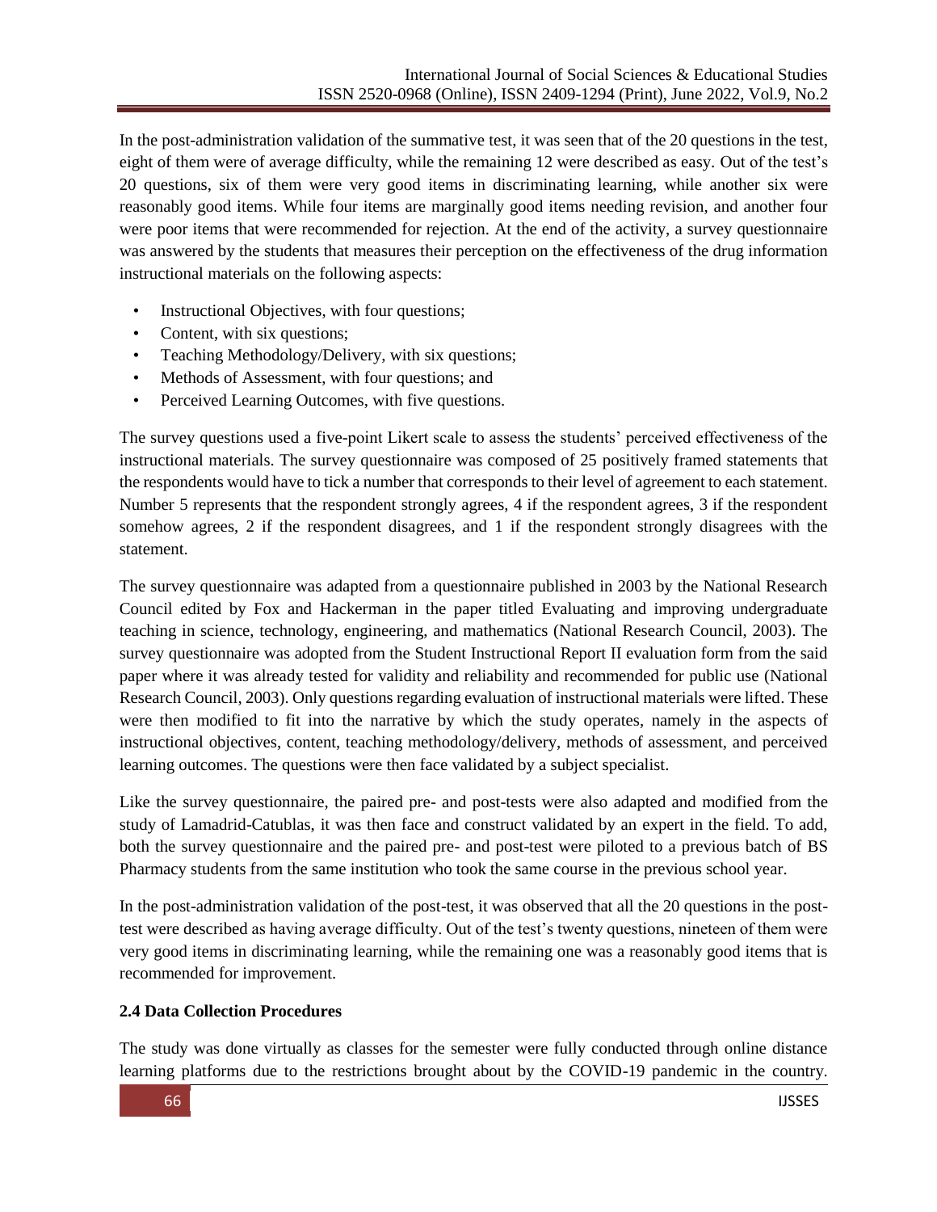In the post-administration validation of the summative test, it was seen that of the 20 questions in the test, eight of them were of average difficulty, while the remaining 12 were described as easy. Out of the test's 20 questions, six of them were very good items in discriminating learning, while another six were reasonably good items. While four items are marginally good items needing revision, and another four were poor items that were recommended for rejection. At the end of the activity, a survey questionnaire was answered by the students that measures their perception on the effectiveness of the drug information instructional materials on the following aspects:

- Instructional Objectives, with four questions;
- Content, with six questions;
- Teaching Methodology/Delivery, with six questions;
- Methods of Assessment, with four questions; and
- Perceived Learning Outcomes, with five questions.

The survey questions used a five-point Likert scale to assess the students' perceived effectiveness of the instructional materials. The survey questionnaire was composed of 25 positively framed statements that the respondents would have to tick a number that corresponds to their level of agreement to each statement. Number 5 represents that the respondent strongly agrees, 4 if the respondent agrees, 3 if the respondent somehow agrees, 2 if the respondent disagrees, and 1 if the respondent strongly disagrees with the statement.

The survey questionnaire was adapted from a questionnaire published in 2003 by the National Research Council edited by Fox and Hackerman in the paper titled Evaluating and improving undergraduate teaching in science, technology, engineering, and mathematics (National Research Council, 2003). The survey questionnaire was adopted from the Student Instructional Report II evaluation form from the said paper where it was already tested for validity and reliability and recommended for public use (National Research Council, 2003). Only questions regarding evaluation of instructional materials were lifted. These were then modified to fit into the narrative by which the study operates, namely in the aspects of instructional objectives, content, teaching methodology/delivery, methods of assessment, and perceived learning outcomes. The questions were then face validated by a subject specialist.

Like the survey questionnaire, the paired pre- and post-tests were also adapted and modified from the study of Lamadrid-Catublas, it was then face and construct validated by an expert in the field. To add, both the survey questionnaire and the paired pre- and post-test were piloted to a previous batch of BS Pharmacy students from the same institution who took the same course in the previous school year.

In the post-administration validation of the post-test, it was observed that all the 20 questions in the post-test were described as having average difficulty. Out of the test's twenty questions, nineteen of them were very good items in discriminating learning, while the remaining one was a reasonably good items that is recommended for improvement.

### 2.4 Data Collection Procedures

The study was done virtually as classes for the semester were fully conducted through online distance learning platforms due to the restrictions brought about by the COVID-19 pandemic in the country.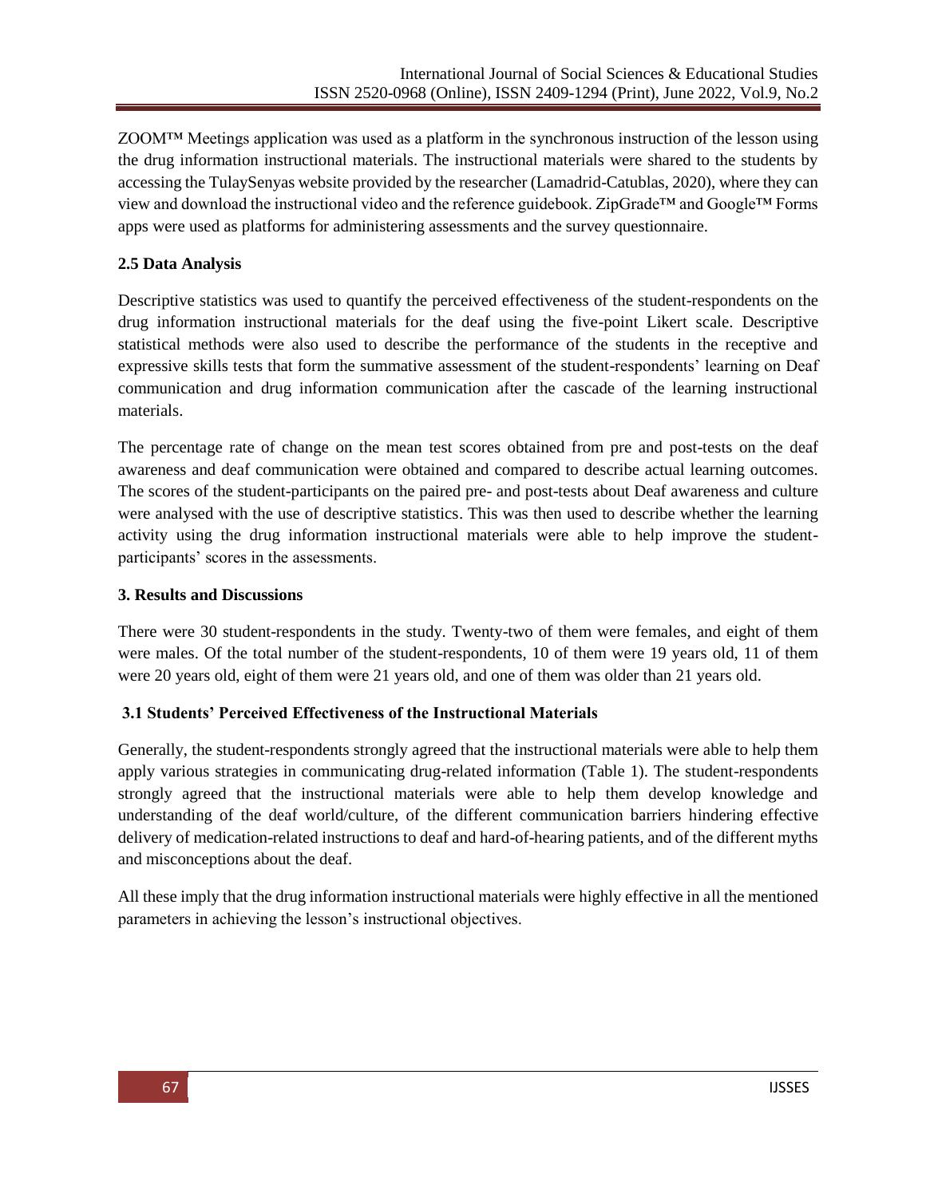ZOOM™ Meetings application was used as a platform in the synchronous instruction of the lesson using the drug information instructional materials. The instructional materials were shared to the students by accessing the TulaySenyas website provided by the researcher (Lamadrid-Catublas, 2020), where they can view and download the instructional video and the reference guidebook. ZipGrade™ and Google™ Forms apps were used as platforms for administering assessments and the survey questionnaire.

### 2.5 Data Analysis

Descriptive statistics was used to quantify the perceived effectiveness of the student-respondents on the drug information instructional materials for the deaf using the five-point Likert scale. Descriptive statistical methods were also used to describe the performance of the students in the receptive and expressive skills tests that form the summative assessment of the student-respondents' learning on Deaf communication and drug information communication after the cascade of the learning instructional materials.

The percentage rate of change on the mean test scores obtained from pre and post-tests on the deaf awareness and deaf communication were obtained and compared to describe actual learning outcomes. The scores of the student-participants on the paired pre- and post-tests about Deaf awareness and culture were analysed with the use of descriptive statistics. This was then used to describe whether the learning activity using the drug information instructional materials were able to help improve the student-participants' scores in the assessments.

## 3. Results and Discussions

There were 30 student-respondents in the study. Twenty-two of them were females, and eight of them were males. Of the total number of the student-respondents, 10 of them were 19 years old, 11 of them were 20 years old, eight of them were 21 years old, and one of them was older than 21 years old.

### 3.1 Students' Perceived Effectiveness of the Instructional Materials

Generally, the student-respondents strongly agreed that the instructional materials were able to help them apply various strategies in communicating drug-related information (Table 1). The student-respondents strongly agreed that the instructional materials were able to help them develop knowledge and understanding of the deaf world/culture, of the different communication barriers hindering effective delivery of medication-related instructions to deaf and hard-of-hearing patients, and of the different myths and misconceptions about the deaf.

All these imply that the drug information instructional materials were highly effective in all the mentioned parameters in achieving the lesson's instructional objectives.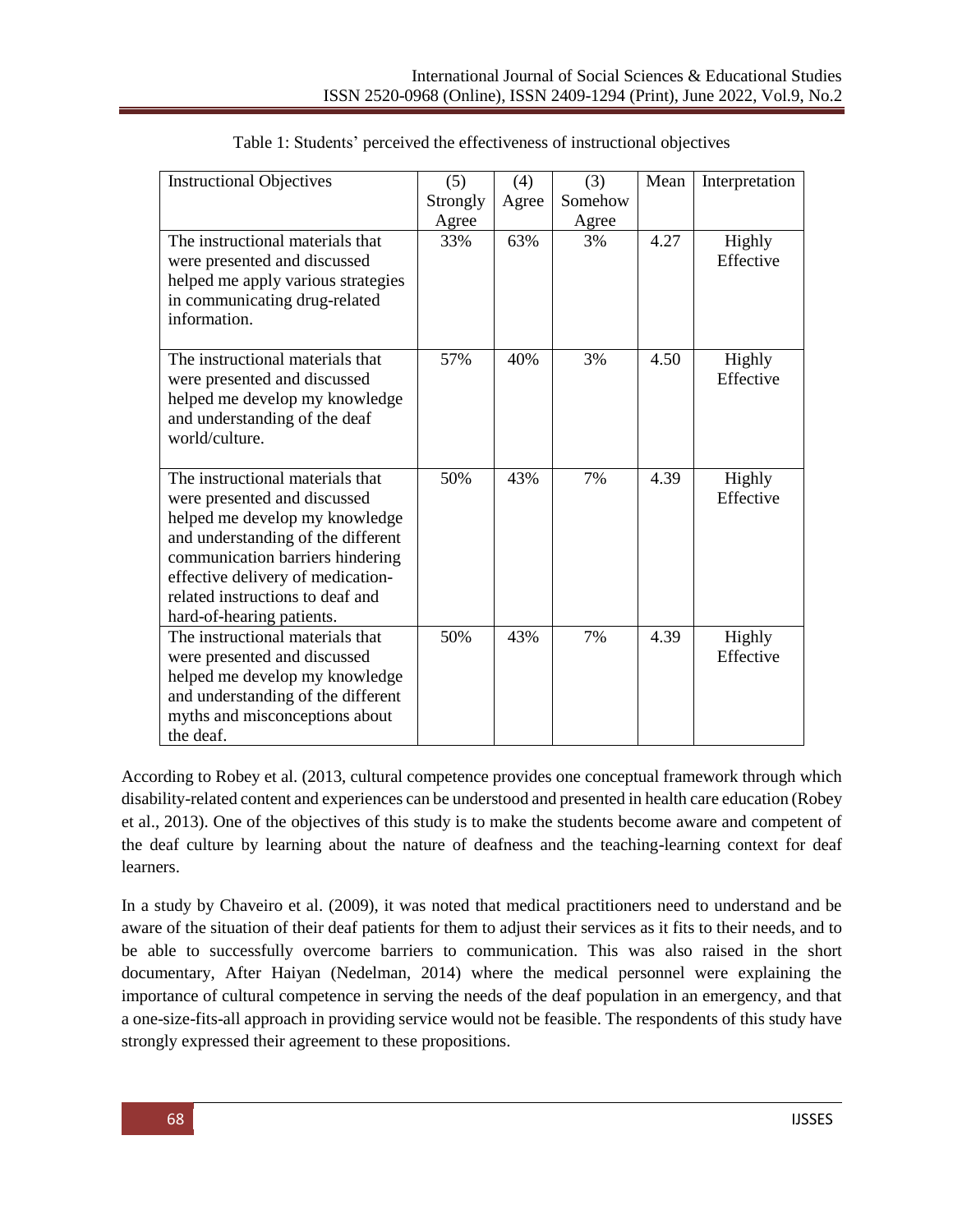Table 1: Students' perceived the effectiveness of instructional objectives

| Instructional Objectives | (5) Strongly Agree | (4) Agree | (3) Somehow Agree | Mean | Interpretation |
|---|---|---|---|---|---|
| The instructional materials that were presented and discussed helped me apply various strategies in communicating drug-related information. | 33% | 63% | 3% | 4.27 | Highly Effective |
| The instructional materials that were presented and discussed helped me develop my knowledge and understanding of the deaf world/culture. | 57% | 40% | 3% | 4.50 | Highly Effective |
| The instructional materials that were presented and discussed helped me develop my knowledge and understanding of the different communication barriers hindering effective delivery of medication-related instructions to deaf and hard-of-hearing patients. | 50% | 43% | 7% | 4.39 | Highly Effective |
| The instructional materials that were presented and discussed helped me develop my knowledge and understanding of the different myths and misconceptions about the deaf. | 50% | 43% | 7% | 4.39 | Highly Effective |

According to Robey et al. (2013, cultural competence provides one conceptual framework through which disability-related content and experiences can be understood and presented in health care education (Robey et al., 2013). One of the objectives of this study is to make the students become aware and competent of the deaf culture by learning about the nature of deafness and the teaching-learning context for deaf learners.

In a study by Chaveiro et al. (2009), it was noted that medical practitioners need to understand and be aware of the situation of their deaf patients for them to adjust their services as it fits to their needs, and to be able to successfully overcome barriers to communication. This was also raised in the short documentary, After Haiyan (Nedelman, 2014) where the medical personnel were explaining the importance of cultural competence in serving the needs of the deaf population in an emergency, and that a one-size-fits-all approach in providing service would not be feasible. The respondents of this study have strongly expressed their agreement to these propositions.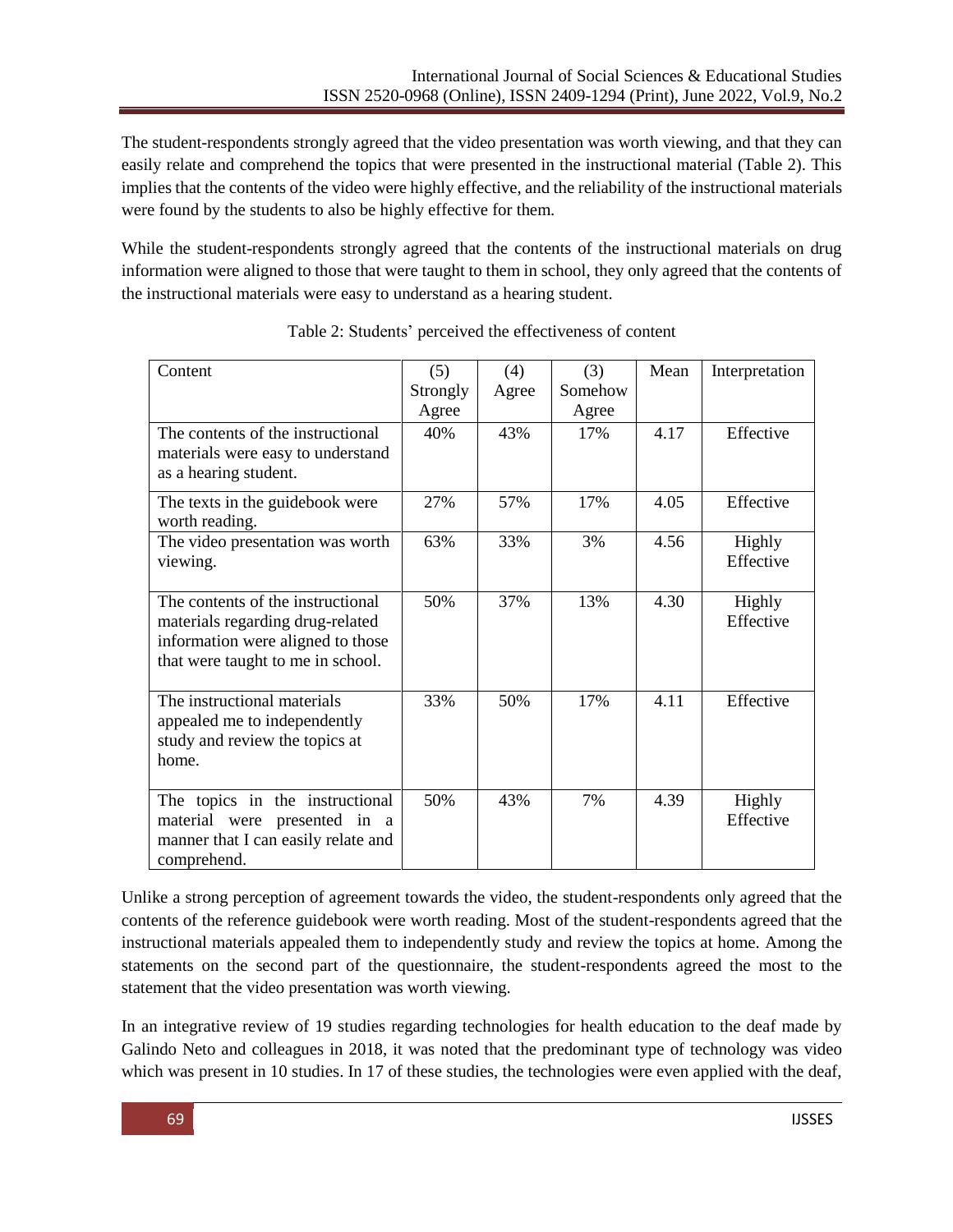The student-respondents strongly agreed that the video presentation was worth viewing, and that they can easily relate and comprehend the topics that were presented in the instructional material (Table 2). This implies that the contents of the video were highly effective, and the reliability of the instructional materials were found by the students to also be highly effective for them.

While the student-respondents strongly agreed that the contents of the instructional materials on drug information were aligned to those that were taught to them in school, they only agreed that the contents of the instructional materials were easy to understand as a hearing student.

Table 2: Students' perceived the effectiveness of content

| Content | (5) Strongly Agree | (4) Agree | (3) Somehow Agree | Mean | Interpretation |
|---|---|---|---|---|---|
| The contents of the instructional materials were easy to understand as a hearing student. | 40% | 43% | 17% | 4.17 | Effective |
| The texts in the guidebook were worth reading. | 27% | 57% | 17% | 4.05 | Effective |
| The video presentation was worth viewing. | 63% | 33% | 3% | 4.56 | Highly Effective |
| The contents of the instructional materials regarding drug-related information were aligned to those that were taught to me in school. | 50% | 37% | 13% | 4.30 | Highly Effective |
| The instructional materials appealed me to independently study and review the topics at home. | 33% | 50% | 17% | 4.11 | Effective |
| The topics in the instructional material were presented in a manner that I can easily relate and comprehend. | 50% | 43% | 7% | 4.39 | Highly Effective |

Unlike a strong perception of agreement towards the video, the student-respondents only agreed that the contents of the reference guidebook were worth reading. Most of the student-respondents agreed that the instructional materials appealed them to independently study and review the topics at home. Among the statements on the second part of the questionnaire, the student-respondents agreed the most to the statement that the video presentation was worth viewing.

In an integrative review of 19 studies regarding technologies for health education to the deaf made by Galindo Neto and colleagues in 2018, it was noted that the predominant type of technology was video which was present in 10 studies. In 17 of these studies, the technologies were even applied with the deaf,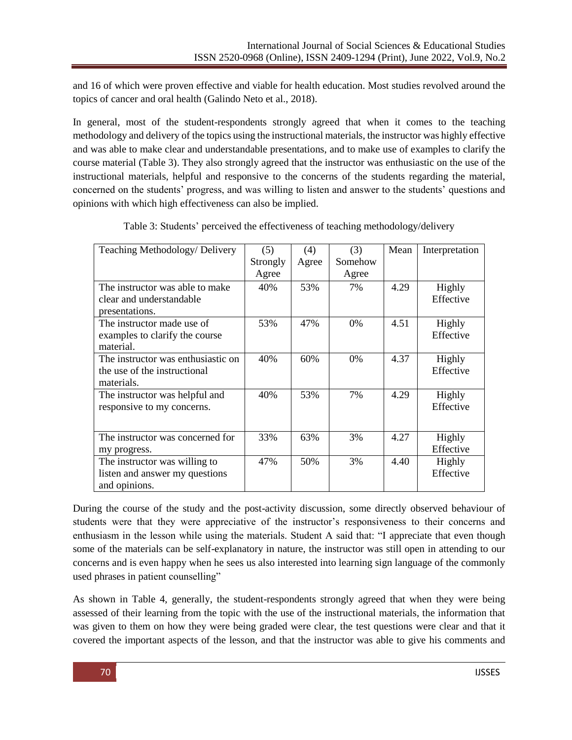and 16 of which were proven effective and viable for health education. Most studies revolved around the topics of cancer and oral health (Galindo Neto et al., 2018).

In general, most of the student-respondents strongly agreed that when it comes to the teaching methodology and delivery of the topics using the instructional materials, the instructor was highly effective and was able to make clear and understandable presentations, and to make use of examples to clarify the course material (Table 3). They also strongly agreed that the instructor was enthusiastic on the use of the instructional materials, helpful and responsive to the concerns of the students regarding the material, concerned on the students' progress, and was willing to listen and answer to the students' questions and opinions with which high effectiveness can also be implied.

Table 3: Students' perceived the effectiveness of teaching methodology/delivery

| Teaching Methodology/ Delivery | (5) Strongly Agree | (4) Agree | (3) Somehow Agree | Mean | Interpretation |
|---|---|---|---|---|---|
| The instructor was able to make clear and understandable presentations. | 40% | 53% | 7% | 4.29 | Highly Effective |
| The instructor made use of examples to clarify the course material. | 53% | 47% | 0% | 4.51 | Highly Effective |
| The instructor was enthusiastic on the use of the instructional materials. | 40% | 60% | 0% | 4.37 | Highly Effective |
| The instructor was helpful and responsive to my concerns. | 40% | 53% | 7% | 4.29 | Highly Effective |
| The instructor was concerned for my progress. | 33% | 63% | 3% | 4.27 | Highly Effective |
| The instructor was willing to listen and answer my questions and opinions. | 47% | 50% | 3% | 4.40 | Highly Effective |

During the course of the study and the post-activity discussion, some directly observed behaviour of students were that they were appreciative of the instructor's responsiveness to their concerns and enthusiasm in the lesson while using the materials. Student A said that: "I appreciate that even though some of the materials can be self-explanatory in nature, the instructor was still open in attending to our concerns and is even happy when he sees us also interested into learning sign language of the commonly used phrases in patient counselling"

As shown in Table 4, generally, the student-respondents strongly agreed that when they were being assessed of their learning from the topic with the use of the instructional materials, the information that was given to them on how they were being graded were clear, the test questions were clear and that it covered the important aspects of the lesson, and that the instructor was able to give his comments and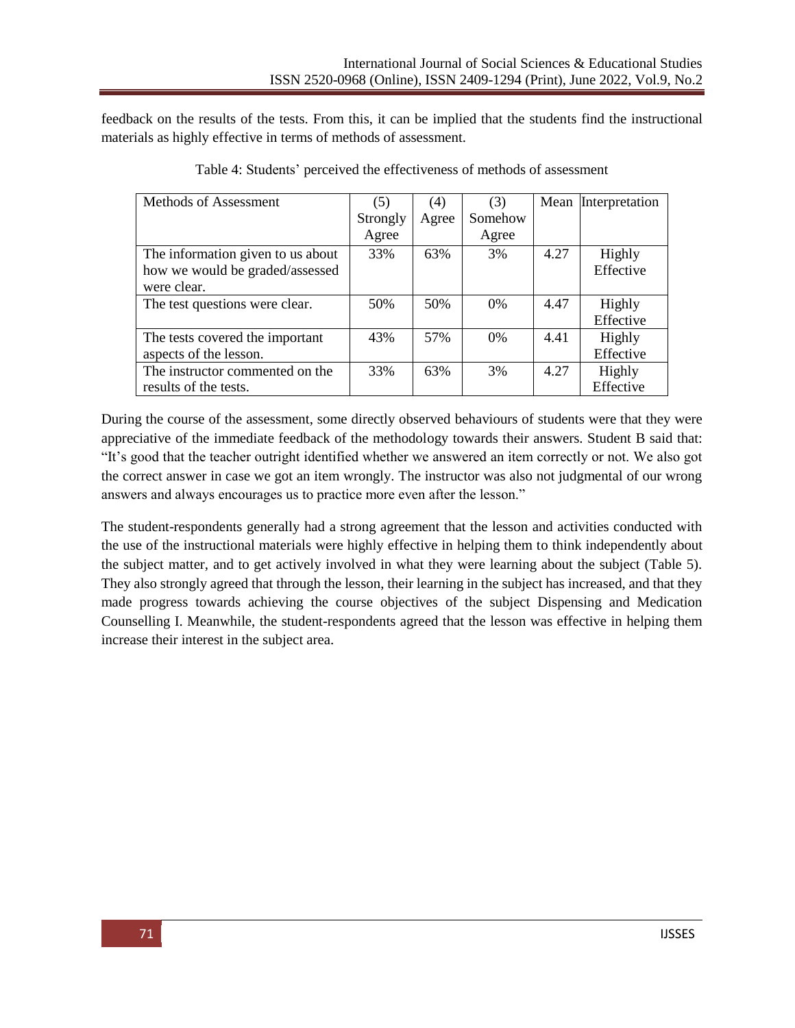feedback on the results of the tests. From this, it can be implied that the students find the instructional materials as highly effective in terms of methods of assessment.

Table 4: Students' perceived the effectiveness of methods of assessment

| Methods of Assessment | (5) Strongly Agree | (4) Agree | (3) Somehow Agree | Mean | Interpretation |
|---|---|---|---|---|---|
| The information given to us about how we would be graded/assessed were clear. | 33% | 63% | 3% | 4.27 | Highly Effective |
| The test questions were clear. | 50% | 50% | 0% | 4.47 | Highly Effective |
| The tests covered the important aspects of the lesson. | 43% | 57% | 0% | 4.41 | Highly Effective |
| The instructor commented on the results of the tests. | 33% | 63% | 3% | 4.27 | Highly Effective |

During the course of the assessment, some directly observed behaviours of students were that they were appreciative of the immediate feedback of the methodology towards their answers. Student B said that: "It's good that the teacher outright identified whether we answered an item correctly or not. We also got the correct answer in case we got an item wrongly. The instructor was also not judgmental of our wrong answers and always encourages us to practice more even after the lesson."

The student-respondents generally had a strong agreement that the lesson and activities conducted with the use of the instructional materials were highly effective in helping them to think independently about the subject matter, and to get actively involved in what they were learning about the subject (Table 5). They also strongly agreed that through the lesson, their learning in the subject has increased, and that they made progress towards achieving the course objectives of the subject Dispensing and Medication Counselling I. Meanwhile, the student-respondents agreed that the lesson was effective in helping them increase their interest in the subject area.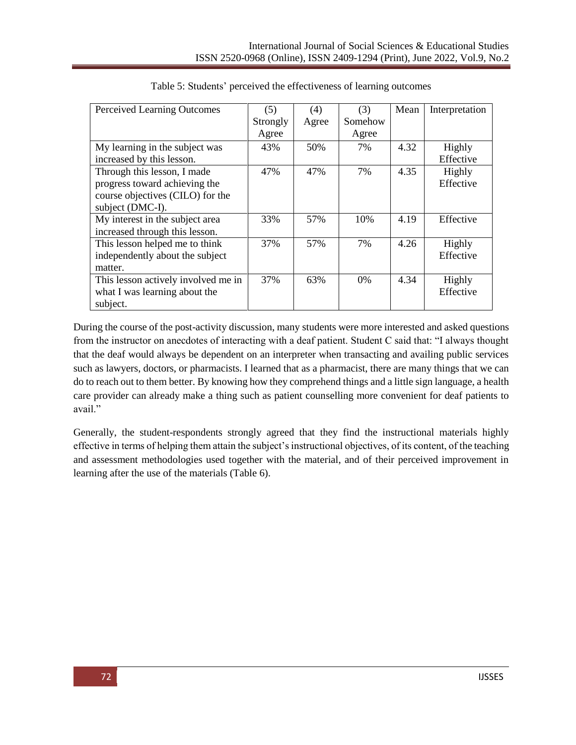Table 5: Students' perceived the effectiveness of learning outcomes

| Perceived Learning Outcomes | (5) Strongly Agree | (4) Agree | (3) Somehow Agree | Mean | Interpretation |
|---|---|---|---|---|---|
| My learning in the subject was increased by this lesson. | 43% | 50% | 7% | 4.32 | Highly Effective |
| Through this lesson, I made progress toward achieving the course objectives (CILO) for the subject (DMC-I). | 47% | 47% | 7% | 4.35 | Highly Effective |
| My interest in the subject area increased through this lesson. | 33% | 57% | 10% | 4.19 | Effective |
| This lesson helped me to think independently about the subject matter. | 37% | 57% | 7% | 4.26 | Highly Effective |
| This lesson actively involved me in what I was learning about the subject. | 37% | 63% | 0% | 4.34 | Highly Effective |

During the course of the post-activity discussion, many students were more interested and asked questions from the instructor on anecdotes of interacting with a deaf patient. Student C said that: "I always thought that the deaf would always be dependent on an interpreter when transacting and availing public services such as lawyers, doctors, or pharmacists. I learned that as a pharmacist, there are many things that we can do to reach out to them better. By knowing how they comprehend things and a little sign language, a health care provider can already make a thing such as patient counselling more convenient for deaf patients to avail."

Generally, the student-respondents strongly agreed that they find the instructional materials highly effective in terms of helping them attain the subject's instructional objectives, of its content, of the teaching and assessment methodologies used together with the material, and of their perceived improvement in learning after the use of the materials (Table 6).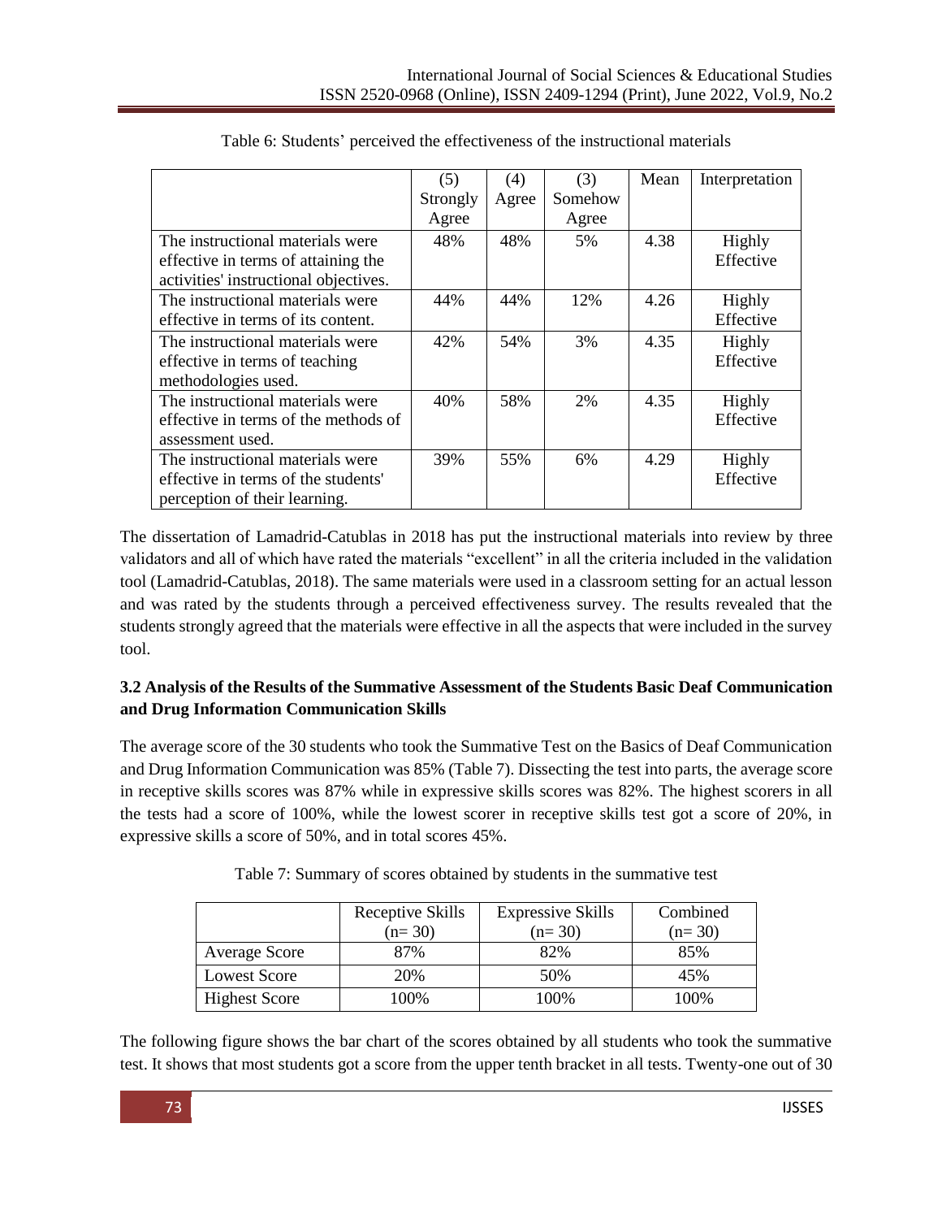Table 6: Students' perceived the effectiveness of the instructional materials

| | (5) Strongly Agree | (4) Agree | (3) Somehow Agree | Mean | Interpretation |
|---|---|---|---|---|---|
| The instructional materials were effective in terms of attaining the activities' instructional objectives. | 48% | 48% | 5% | 4.38 | Highly Effective |
| The instructional materials were effective in terms of its content. | 44% | 44% | 12% | 4.26 | Highly Effective |
| The instructional materials were effective in terms of teaching methodologies used. | 42% | 54% | 3% | 4.35 | Highly Effective |
| The instructional materials were effective in terms of the methods of assessment used. | 40% | 58% | 2% | 4.35 | Highly Effective |
| The instructional materials were effective in terms of the students' perception of their learning. | 39% | 55% | 6% | 4.29 | Highly Effective |

The dissertation of Lamadrid-Catublas in 2018 has put the instructional materials into review by three validators and all of which have rated the materials "excellent" in all the criteria included in the validation tool (Lamadrid-Catublas, 2018). The same materials were used in a classroom setting for an actual lesson and was rated by the students through a perceived effectiveness survey. The results revealed that the students strongly agreed that the materials were effective in all the aspects that were included in the survey tool.

### 3.2 Analysis of the Results of the Summative Assessment of the Students Basic Deaf Communication and Drug Information Communication Skills

The average score of the 30 students who took the Summative Test on the Basics of Deaf Communication and Drug Information Communication was 85% (Table 7). Dissecting the test into parts, the average score in receptive skills scores was 87% while in expressive skills scores was 82%. The highest scorers in all the tests had a score of 100%, while the lowest scorer in receptive skills test got a score of 20%, in expressive skills a score of 50%, and in total scores 45%.

Table 7: Summary of scores obtained by students in the summative test

| | Receptive Skills (n= 30) | Expressive Skills (n= 30) | Combined (n= 30) |
|---|---|---|---|
| Average Score | 87% | 82% | 85% |
| Lowest Score | 20% | 50% | 45% |
| Highest Score | 100% | 100% | 100% |

The following figure shows the bar chart of the scores obtained by all students who took the summative test. It shows that most students got a score from the upper tenth bracket in all tests. Twenty-one out of 30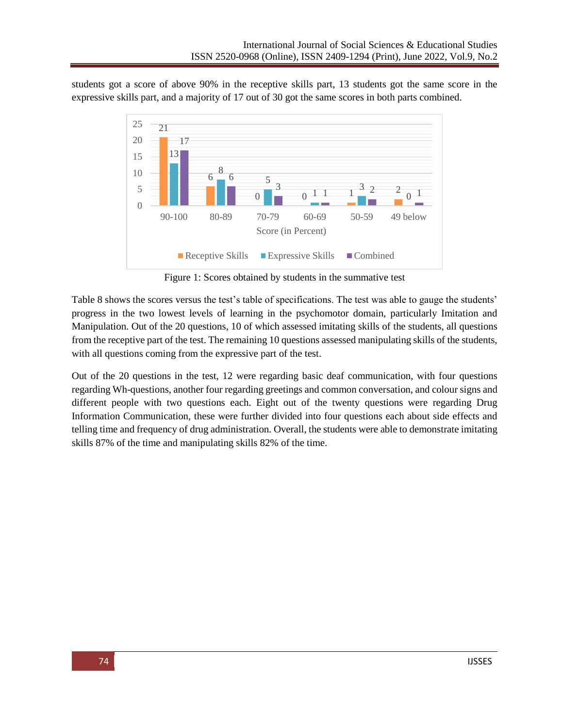students got a score of above 90% in the receptive skills part, 13 students got the same score in the expressive skills part, and a majority of 17 out of 30 got the same scores in both parts combined.

Figure 1: Scores obtained by students in the summative test

Table 8 shows the scores versus the test's table of specifications. The test was able to gauge the students' progress in the two lowest levels of learning in the psychomotor domain, particularly Imitation and Manipulation. Out of the 20 questions, 10 of which assessed imitating skills of the students, all questions from the receptive part of the test. The remaining 10 questions assessed manipulating skills of the students, with all questions coming from the expressive part of the test.

Out of the 20 questions in the test, 12 were regarding basic deaf communication, with four questions regarding Wh-questions, another four regarding greetings and common conversation, and colour signs and different people with two questions each. Eight out of the twenty questions were regarding Drug Information Communication, these were further divided into four questions each about side effects and telling time and frequency of drug administration. Overall, the students were able to demonstrate imitating skills 87% of the time and manipulating skills 82% of the time.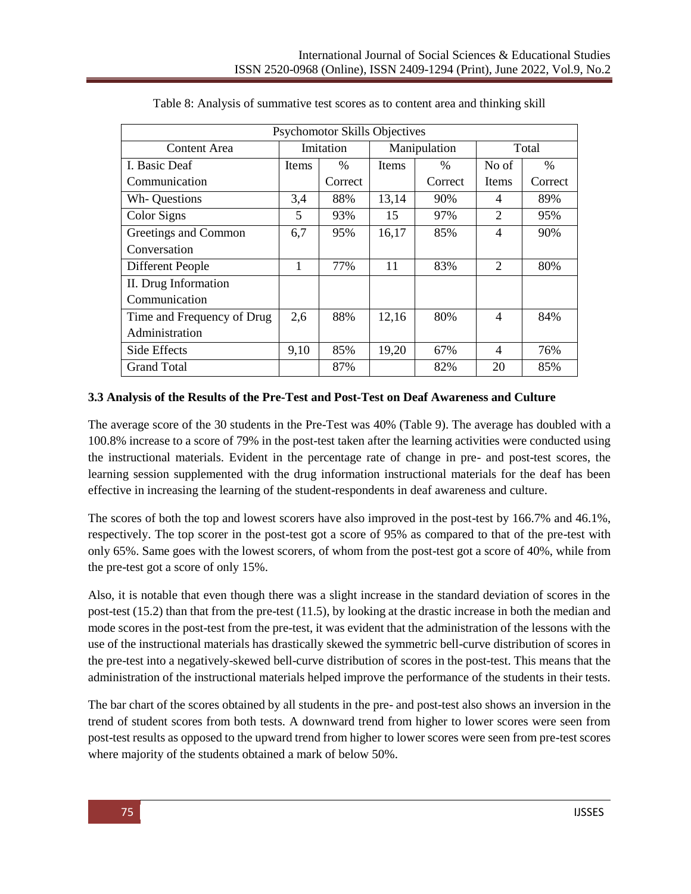Table 8: Analysis of summative test scores as to content area and thinking skill

| Psychomotor Skills Objectives | | | | | | |
|---|---|---|---|---|---|---|
| Content Area | Imitation | | Manipulation | | Total | |
| I. Basic Deaf Communication | Items | % Correct | Items | % Correct | No of Items | % Correct |
| Wh- Questions | 3,4 | 88% | 13,14 | 90% | 4 | 89% |
| Color Signs | 5 | 93% | 15 | 97% | 2 | 95% |
| Greetings and Common Conversation | 6,7 | 95% | 16,17 | 85% | 4 | 90% |
| Different People | 1 | 77% | 11 | 83% | 2 | 80% |
| II. Drug Information Communication | | | | | | |
| Time and Frequency of Drug Administration | 2,6 | 88% | 12,16 | 80% | 4 | 84% |
| Side Effects | 9,10 | 85% | 19,20 | 67% | 4 | 76% |
| Grand Total | | 87% | | 82% | 20 | 85% |

### 3.3 Analysis of the Results of the Pre-Test and Post-Test on Deaf Awareness and Culture

The average score of the 30 students in the Pre-Test was 40% (Table 9). The average has doubled with a 100.8% increase to a score of 79% in the post-test taken after the learning activities were conducted using the instructional materials. Evident in the percentage rate of change in pre- and post-test scores, the learning session supplemented with the drug information instructional materials for the deaf has been effective in increasing the learning of the student-respondents in deaf awareness and culture.

The scores of both the top and lowest scorers have also improved in the post-test by 166.7% and 46.1%, respectively. The top scorer in the post-test got a score of 95% as compared to that of the pre-test with only 65%. Same goes with the lowest scorers, of whom from the post-test got a score of 40%, while from the pre-test got a score of only 15%.

Also, it is notable that even though there was a slight increase in the standard deviation of scores in the post-test (15.2) than that from the pre-test (11.5), by looking at the drastic increase in both the median and mode scores in the post-test from the pre-test, it was evident that the administration of the lessons with the use of the instructional materials has drastically skewed the symmetric bell-curve distribution of scores in the pre-test into a negatively-skewed bell-curve distribution of scores in the post-test. This means that the administration of the instructional materials helped improve the performance of the students in their tests.

The bar chart of the scores obtained by all students in the pre- and post-test also shows an inversion in the trend of student scores from both tests. A downward trend from higher to lower scores were seen from post-test results as opposed to the upward trend from higher to lower scores were seen from pre-test scores where majority of the students obtained a mark of below 50%.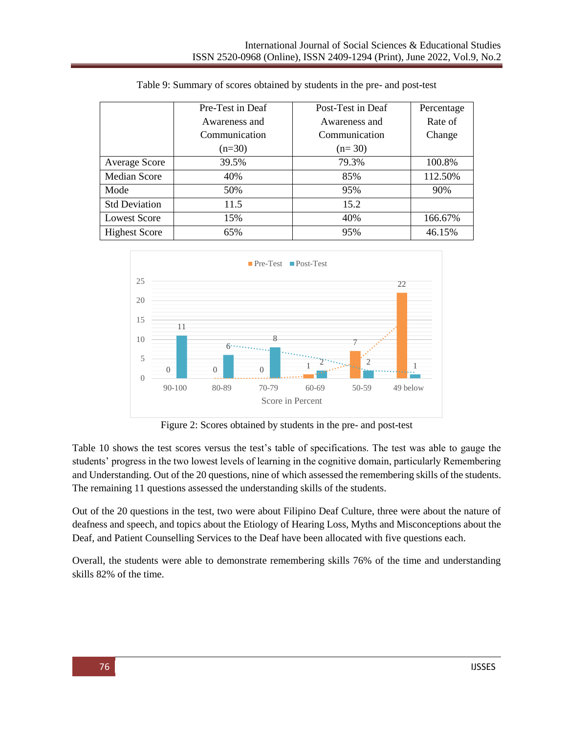Table 9: Summary of scores obtained by students in the pre- and post-test

| | Pre-Test in Deaf Awareness and Communication (n=30) | Post-Test in Deaf Awareness and Communication (n= 30) | Percentage Rate of Change |
|---|---|---|---|
| Average Score | 39.5% | 79.3% | 100.8% |
| Median Score | 40% | 85% | 112.50% |
| Mode | 50% | 95% | 90% |
| Std Deviation | 11.5 | 15.2 | |
| Lowest Score | 15% | 40% | 166.67% |
| Highest Score | 65% | 95% | 46.15% |

Figure 2: Scores obtained by students in the pre- and post-test

Table 10 shows the test scores versus the test's table of specifications. The test was able to gauge the students' progress in the two lowest levels of learning in the cognitive domain, particularly Remembering and Understanding. Out of the 20 questions, nine of which assessed the remembering skills of the students. The remaining 11 questions assessed the understanding skills of the students.

Out of the 20 questions in the test, two were about Filipino Deaf Culture, three were about the nature of deafness and speech, and topics about the Etiology of Hearing Loss, Myths and Misconceptions about the Deaf, and Patient Counselling Services to the Deaf have been allocated with five questions each.

Overall, the students were able to demonstrate remembering skills 76% of the time and understanding skills 82% of the time.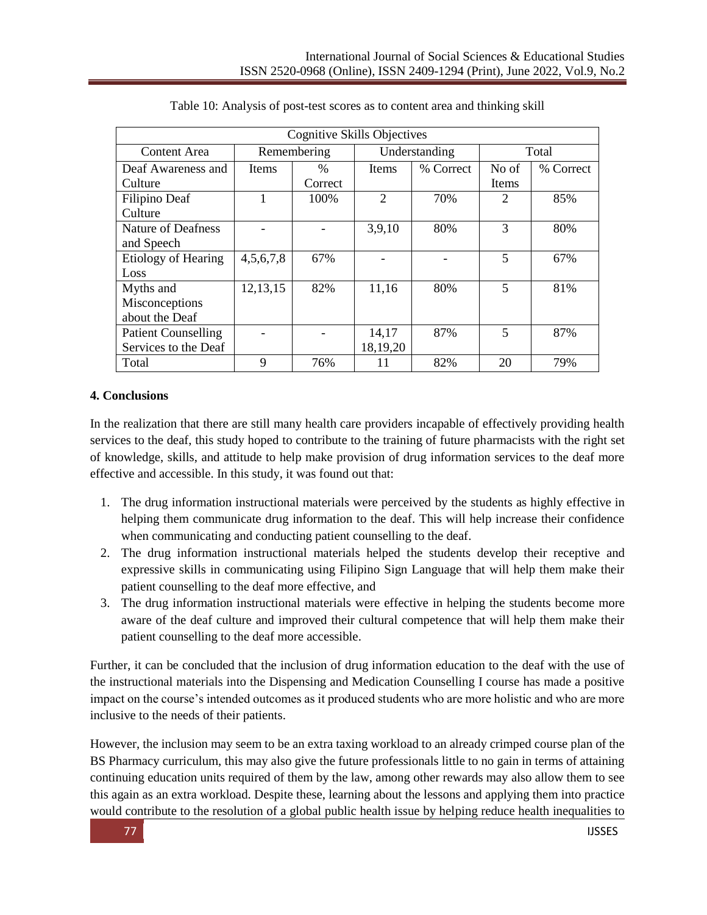Table 10: Analysis of post-test scores as to content area and thinking skill

| Cognitive Skills Objectives | | | | | | |
|---|---|---|---|---|---|---|
| Content Area | Remembering | | Understanding | | Total | |
| Deaf Awareness and Culture | Items | % Correct | Items | % Correct | No of Items | % Correct |
| Filipino Deaf Culture | 1 | 100% | 2 | 70% | 2 | 85% |
| Nature of Deafness and Speech | - | - | 3,9,10 | 80% | 3 | 80% |
| Etiology of Hearing Loss | 4,5,6,7,8 | 67% | - | - | 5 | 67% |
| Myths and Misconceptions about the Deaf | 12,13,15 | 82% | 11,16 | 80% | 5 | 81% |
| Patient Counselling Services to the Deaf | - | - | 14,17 18,19,20 | 87% | 5 | 87% |
| Total | 9 | 76% | 11 | 82% | 20 | 79% |

## 4. Conclusions

In the realization that there are still many health care providers incapable of effectively providing health services to the deaf, this study hoped to contribute to the training of future pharmacists with the right set of knowledge, skills, and attitude to help make provision of drug information services to the deaf more effective and accessible. In this study, it was found out that:

1. The drug information instructional materials were perceived by the students as highly effective in helping them communicate drug information to the deaf. This will help increase their confidence when communicating and conducting patient counselling to the deaf.
2. The drug information instructional materials helped the students develop their receptive and expressive skills in communicating using Filipino Sign Language that will help them make their patient counselling to the deaf more effective, and
3. The drug information instructional materials were effective in helping the students become more aware of the deaf culture and improved their cultural competence that will help them make their patient counselling to the deaf more accessible.

Further, it can be concluded that the inclusion of drug information education to the deaf with the use of the instructional materials into the Dispensing and Medication Counselling I course has made a positive impact on the course's intended outcomes as it produced students who are more holistic and who are more inclusive to the needs of their patients.

However, the inclusion may seem to be an extra taxing workload to an already crimped course plan of the BS Pharmacy curriculum, this may also give the future professionals little to no gain in terms of attaining continuing education units required of them by the law, among other rewards may also allow them to see this again as an extra workload. Despite these, learning about the lessons and applying them into practice would contribute to the resolution of a global public health issue by helping reduce health inequalities to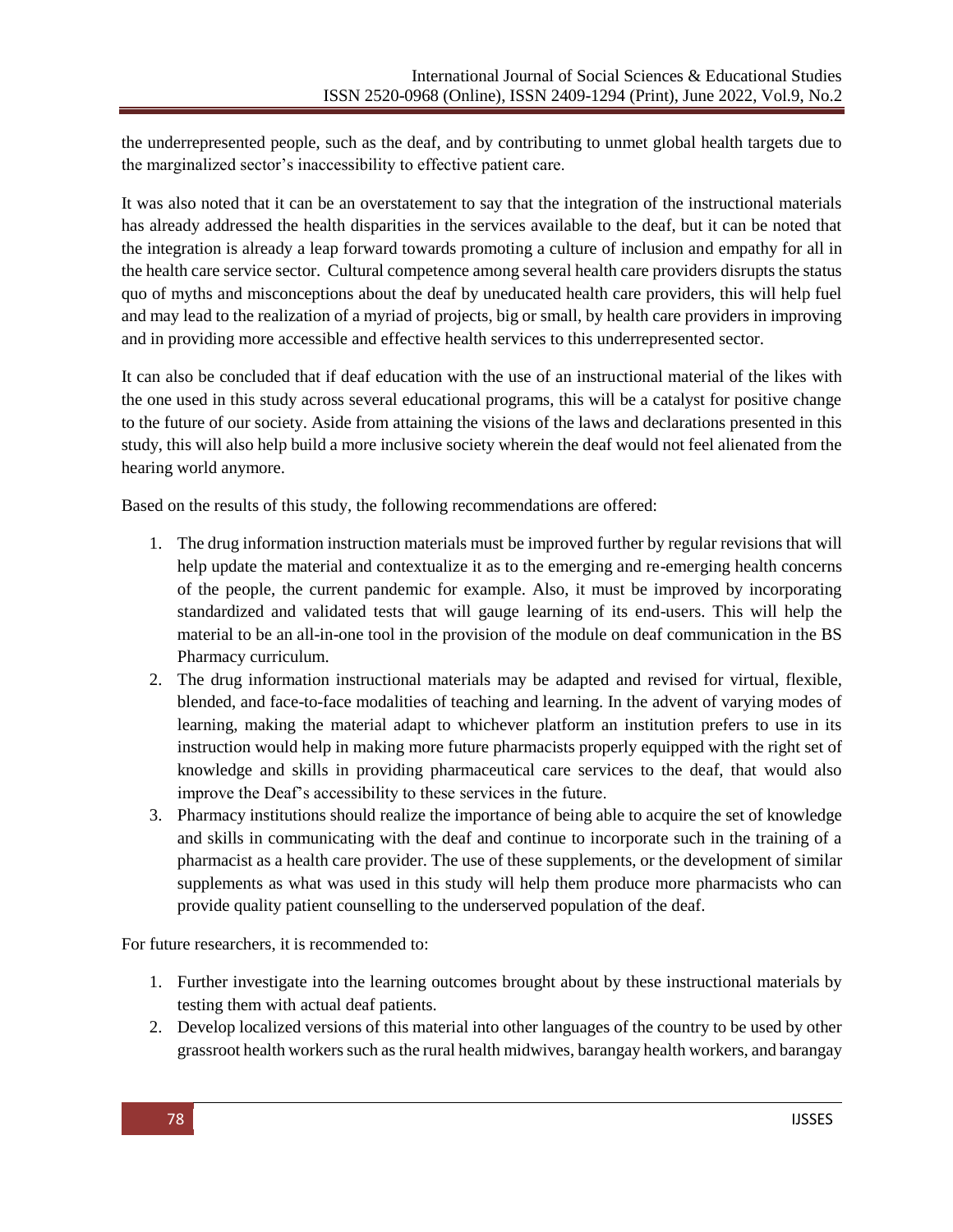the underrepresented people, such as the deaf, and by contributing to unmet global health targets due to the marginalized sector's inaccessibility to effective patient care.

It was also noted that it can be an overstatement to say that the integration of the instructional materials has already addressed the health disparities in the services available to the deaf, but it can be noted that the integration is already a leap forward towards promoting a culture of inclusion and empathy for all in the health care service sector. Cultural competence among several health care providers disrupts the status quo of myths and misconceptions about the deaf by uneducated health care providers, this will help fuel and may lead to the realization of a myriad of projects, big or small, by health care providers in improving and in providing more accessible and effective health services to this underrepresented sector.

It can also be concluded that if deaf education with the use of an instructional material of the likes with the one used in this study across several educational programs, this will be a catalyst for positive change to the future of our society. Aside from attaining the visions of the laws and declarations presented in this study, this will also help build a more inclusive society wherein the deaf would not feel alienated from the hearing world anymore.

Based on the results of this study, the following recommendations are offered:

1. The drug information instruction materials must be improved further by regular revisions that will help update the material and contextualize it as to the emerging and re-emerging health concerns of the people, the current pandemic for example. Also, it must be improved by incorporating standardized and validated tests that will gauge learning of its end-users. This will help the material to be an all-in-one tool in the provision of the module on deaf communication in the BS Pharmacy curriculum.
2. The drug information instructional materials may be adapted and revised for virtual, flexible, blended, and face-to-face modalities of teaching and learning. In the advent of varying modes of learning, making the material adapt to whichever platform an institution prefers to use in its instruction would help in making more future pharmacists properly equipped with the right set of knowledge and skills in providing pharmaceutical care services to the deaf, that would also improve the Deaf's accessibility to these services in the future.
3. Pharmacy institutions should realize the importance of being able to acquire the set of knowledge and skills in communicating with the deaf and continue to incorporate such in the training of a pharmacist as a health care provider. The use of these supplements, or the development of similar supplements as what was used in this study will help them produce more pharmacists who can provide quality patient counselling to the underserved population of the deaf.

For future researchers, it is recommended to:

1. Further investigate into the learning outcomes brought about by these instructional materials by testing them with actual deaf patients.
2. Develop localized versions of this material into other languages of the country to be used by other grassroot health workers such as the rural health midwives, barangay health workers, and barangay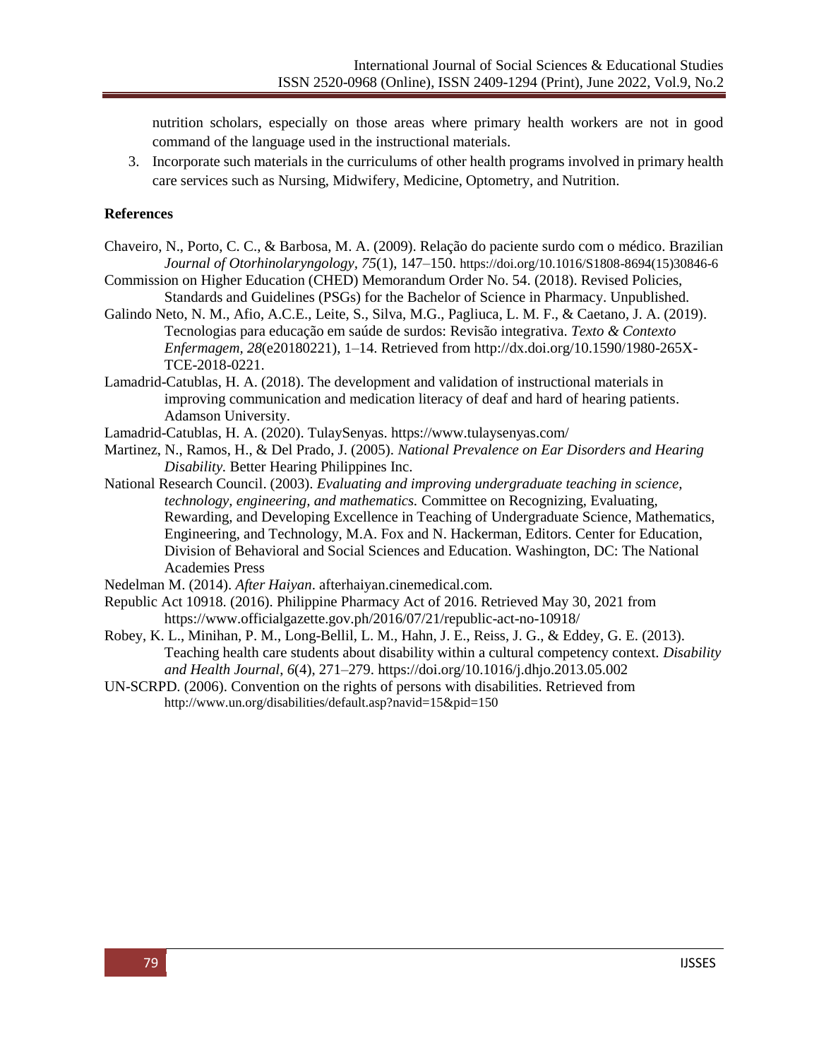nutrition scholars, especially on those areas where primary health workers are not in good command of the language used in the instructional materials.

3. Incorporate such materials in the curriculums of other health programs involved in primary health care services such as Nursing, Midwifery, Medicine, Optometry, and Nutrition.

**References**

Chaveiro, N., Porto, C. C., & Barbosa, M. A. (2009). Relação do paciente surdo com o médico. Brazilian *Journal of Otorhinolaryngology*, *75*(1), 147–150. https://doi.org/10.1016/S1808-8694(15)30846-6

Commission on Higher Education (CHED) Memorandum Order No. 54. (2018). Revised Policies, Standards and Guidelines (PSGs) for the Bachelor of Science in Pharmacy. Unpublished.

Galindo Neto, N. M., Afio, A.C.E., Leite, S., Silva, M.G., Pagliuca, L. M. F., & Caetano, J. A. (2019). Tecnologias para educação em saúde de surdos: Revisão integrativa. *Texto & Contexto Enfermagem*, *28*(e20180221), 1–14. Retrieved from http://dx.doi.org/10.1590/1980-265X-TCE-2018-0221.

Lamadrid-Catublas, H. A. (2018). The development and validation of instructional materials in improving communication and medication literacy of deaf and hard of hearing patients. Adamson University.

Lamadrid-Catublas, H. A. (2020). TulaySenyas. https://www.tulaysenyas.com/

Martinez, N., Ramos, H., & Del Prado, J. (2005). *National Prevalence on Ear Disorders and Hearing Disability.* Better Hearing Philippines Inc.

National Research Council. (2003). *Evaluating and improving undergraduate teaching in science, technology, engineering, and mathematics.* Committee on Recognizing, Evaluating, Rewarding, and Developing Excellence in Teaching of Undergraduate Science, Mathematics, Engineering, and Technology, M.A. Fox and N. Hackerman, Editors. Center for Education, Division of Behavioral and Social Sciences and Education. Washington, DC: The National Academies Press

Nedelman M. (2014). *After Haiyan*. afterhaiyan.cinemedical.com.

Republic Act 10918. (2016). Philippine Pharmacy Act of 2016. Retrieved May 30, 2021 from https://www.officialgazette.gov.ph/2016/07/21/republic-act-no-10918/

Robey, K. L., Minihan, P. M., Long-Bellil, L. M., Hahn, J. E., Reiss, J. G., & Eddey, G. E. (2013). Teaching health care students about disability within a cultural competency context. *Disability and Health Journal*, *6*(4), 271–279. https://doi.org/10.1016/j.dhjo.2013.05.002

UN-SCRPD. (2006). Convention on the rights of persons with disabilities. Retrieved from http://www.un.org/disabilities/default.asp?navid=15&pid=150